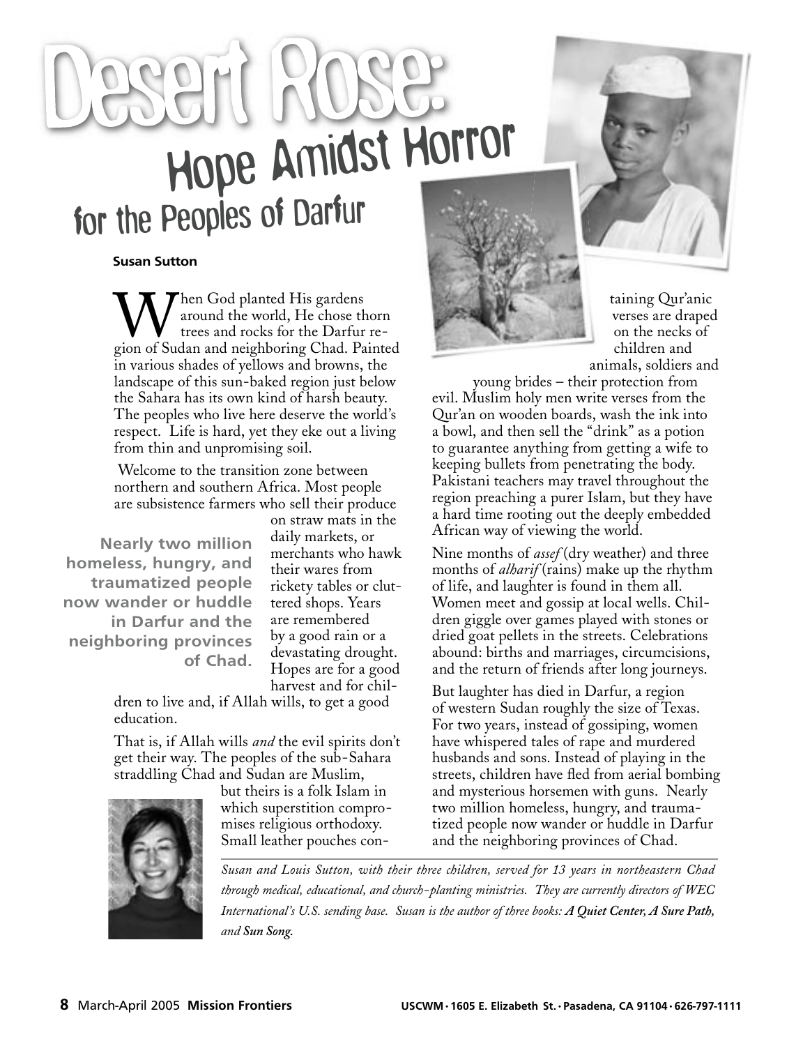# Desert Rose:

## Hope Amidst Horror for the Peoples of Darfur

**Susan Sutton**

When God planted His gardens around the world, He chose thorn trees and rocks for the Darfur region of Sudan and neighboring Chad. Painted in various shades of yellows and browns, the landscape of this sun-baked region just below the Sahara has its own kind of harsh beauty. The peoples who live here deserve the world's respect. Life is hard, yet they eke out a living from thin and unpromising soil.

Welcome to the transition zone between northern and southern Africa. Most people are subsistence farmers who sell their produce on straw mats in the daily markets, or merchants who hawk their wares from rickety tables or cluttered shops. Years are remembered by a good rain or a devastating drought. Hopes are for a good harvest and for children to live and, if Allah wills, to get a good education.

**Nearly two million homeless, hungry, and traumatized people now wander or huddle in Darfur and the neighboring provinces of Chad.**

That is, if Allah wills *and* the evil spirits don't get their way. The peoples of the sub-Sahara straddling Chad and Sudan are Muslim, but theirs is a folk Islam in which superstition compromises religious orthodoxy. Small leather pouches containing Qur'anic verses are draped on the necks of children and animals, soldiers and young brides – their protection from evil. Muslim holy men write verses from the Qur'an on wooden boards, wash the ink into a bowl, and then sell the "drink" as a potion to guarantee anything from getting a wife to keeping bullets from penetrating the body. Pakistani teachers may travel throughout the region preaching a purer Islam, but they have a hard time rooting out the deeply embedded African way of viewing the world.

Nine months of *assef* (dry weather) and three months of *alharif* (rains) make up the rhythm of life, and laughter is found in them all. Women meet and gossip at local wells. Children giggle over games played with stones or dried goat pellets in the streets. Celebrations abound: births and marriages, circumcisions, and the return of friends after long journeys.

But laughter has died in Darfur, a region of western Sudan roughly the size of Texas. For two years, instead of gossiping, women have whispered tales of rape and murdered husbands and sons. Instead of playing in the streets, children have fled from aerial bombing and mysterious horsemen with guns. Nearly two million homeless, hungry, and traumatized people now wander or huddle in Darfur and the neighboring provinces of Chad.

*Susan and Louis Sutton, with their three children, served for 13 years in northeastern Chad through medical, educational, and church-planting ministries. They are currently directors of WEC International's U.S. sending base. Susan is the author of three books:* ***A Quiet Center, A Sure Path,*** *and* ***Sun Song.***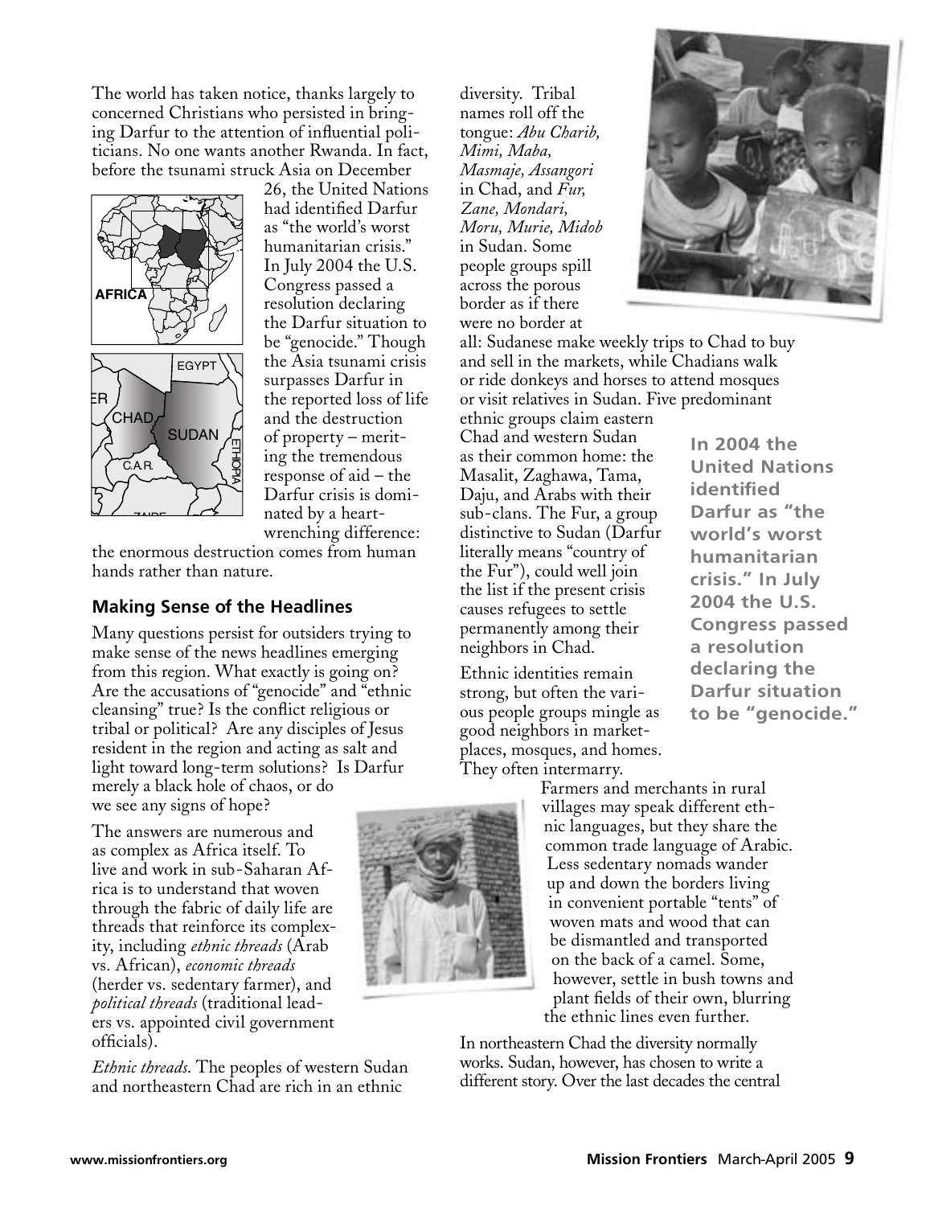The world has taken notice, thanks largely to concerned Christians who persisted in bringing Darfur to the attention of influential politicians. No one wants another Rwanda. In fact, before the tsunami struck Asia on December 26, the United Nations had identified Darfur as "the world's worst humanitarian crisis." In July 2004 the U.S. Congress passed a resolution declaring the Darfur situation to be "genocide." Though the Asia tsunami crisis surpasses Darfur in the reported loss of life and the destruction of property – meriting the tremendous response of aid – the Darfur crisis is dominated by a heart-wrenching difference: the enormous destruction comes from human hands rather than nature.

## Making Sense of the Headlines

Many questions persist for outsiders trying to make sense of the news headlines emerging from this region. What exactly is going on? Are the accusations of "genocide" and "ethnic cleansing" true? Is the conflict religious or tribal or political? Are any disciples of Jesus resident in the region and acting as salt and light toward long-term solutions? Is Darfur merely a black hole of chaos, or do we see any signs of hope?

The answers are numerous and as complex as Africa itself. To live and work in sub-Saharan Africa is to understand that woven through the fabric of daily life are threads that reinforce its complexity, including *ethnic threads* (Arab vs. African), *economic threads* (herder vs. sedentary farmer), and *political threads* (traditional leaders vs. appointed civil government officials).

*Ethnic threads.* The peoples of western Sudan and northeastern Chad are rich in an ethnic diversity. Tribal names roll off the tongue: *Abu Charib, Mimi, Maba, Masmaje, Assangori* in Chad, and *Fur, Zane, Mondari, Moru, Murie, Midob* in Sudan. Some people groups spill across the porous border as if there were no border at all: Sudanese make weekly trips to Chad to buy and sell in the markets, while Chadians walk or ride donkeys and horses to attend mosques or visit relatives in Sudan. Five predominant ethnic groups claim eastern Chad and western Sudan as their common home: the Masalit, Zaghawa, Tama, Daju, and Arabs with their sub-clans. The Fur, a group distinctive to Sudan (Darfur literally means "country of the Fur"), could well join the list if the present crisis causes refugees to settle permanently among their neighbors in Chad.

**In 2004 the United Nations identified Darfur as "the world's worst humanitarian crisis." In July 2004 the U.S. Congress passed a resolution declaring the Darfur situation to be "genocide."**

Ethnic identities remain strong, but often the various people groups mingle as good neighbors in marketplaces, mosques, and homes. They often intermarry.

Farmers and merchants in rural villages may speak different ethnic languages, but they share the common trade language of Arabic. Less sedentary nomads wander up and down the borders living in convenient portable "tents" of woven mats and wood that can be dismantled and transported on the back of a camel. Some, however, settle in bush towns and plant fields of their own, blurring the ethnic lines even further.

In northeastern Chad the diversity normally works. Sudan, however, has chosen to write a different story. Over the last decades the central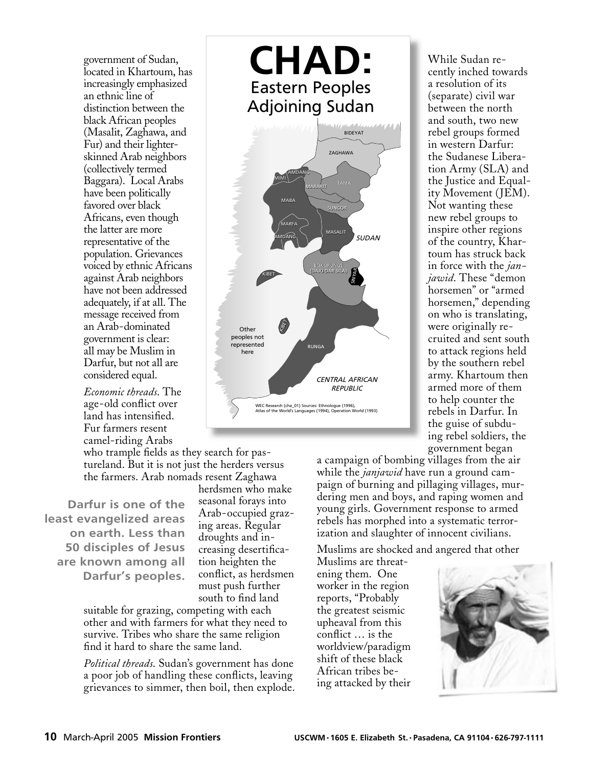government of Sudan, located in Khartoum, has increasingly emphasized an ethnic line of distinction between the black African peoples (Masalit, Zaghawa, and Fur) and their lighter-skinned Arab neighbors (collectively termed Baggara). Local Arabs have been politically favored over black Africans, even though the latter are more representative of the population. Grievances voiced by ethnic Africans against Arab neighbors have not been addressed adequately, if at all. The message received from an Arab-dominated government is clear: all may be Muslim in Darfur, but not all are considered equal.

*Economic threads.* The age-old conflict over land has intensified. Fur farmers resent camel-riding Arabs who trample fields as they search for pastureland. But it is not just the herders versus the farmers. Arab nomads resent Zaghawa herdsmen who make seasonal forays into Arab-occupied grazing areas. Regular droughts and increasing desertification heighten the conflict, as herdsmen must push further south to find land suitable for grazing, competing with each other and with farmers for what they need to survive. Tribes who share the same religion find it hard to share the same land.

**Darfur is one of the least evangelized areas on earth. Less than 50 disciples of Jesus are known among all Darfur's peoples.**

*Political threads.* Sudan's government has done a poor job of handling these conflicts, leaving grievances to simmer, then boil, then explode.

# CHAD: Eastern Peoples Adjoining Sudan

BIDEYAT, ZAGHAWA, AMDANG, MIMI, TAMA, MARARIT, MABA, SUNGOR, MARFA, AMDANG, MASALIT, SUDAN, BOKORUNGE (DAJU-DAR SILA), SINYAR, KIBET, KIBET, Other peoples not represented here, RUNGA, CENTRAL AFRICAN REPUBLIC

WEC Research (cha_01) Sources: Ethnologue (1996), Atlas of the World's Languages (1994), Operation World (1993)

While Sudan recently inched towards a resolution of its (separate) civil war between the north and south, two new rebel groups formed in western Darfur: the Sudanese Liberation Army (SLA) and the Justice and Equality Movement (JEM). Not wanting these new rebel groups to inspire other regions of the country, Khartoum has struck back in force with the *janjawid*. These "demon horsemen" or "armed horsemen," depending on who is translating, were originally recruited and sent south to attack regions held by the southern rebel army. Khartoum then armed more of them to help counter the rebels in Darfur. In the guise of subduing rebel soldiers, the government began a campaign of bombing villages from the air while the *janjawid* have run a ground campaign of burning and pillaging villages, murdering men and boys, and raping women and young girls. Government response to armed rebels has morphed into a systematic terrorization and slaughter of innocent civilians.

Muslims are shocked and angered that other Muslims are threatening them. One worker in the region reports, "Probably the greatest seismic upheaval from this conflict … is the worldview/paradigm shift of these black African tribes being attacked by their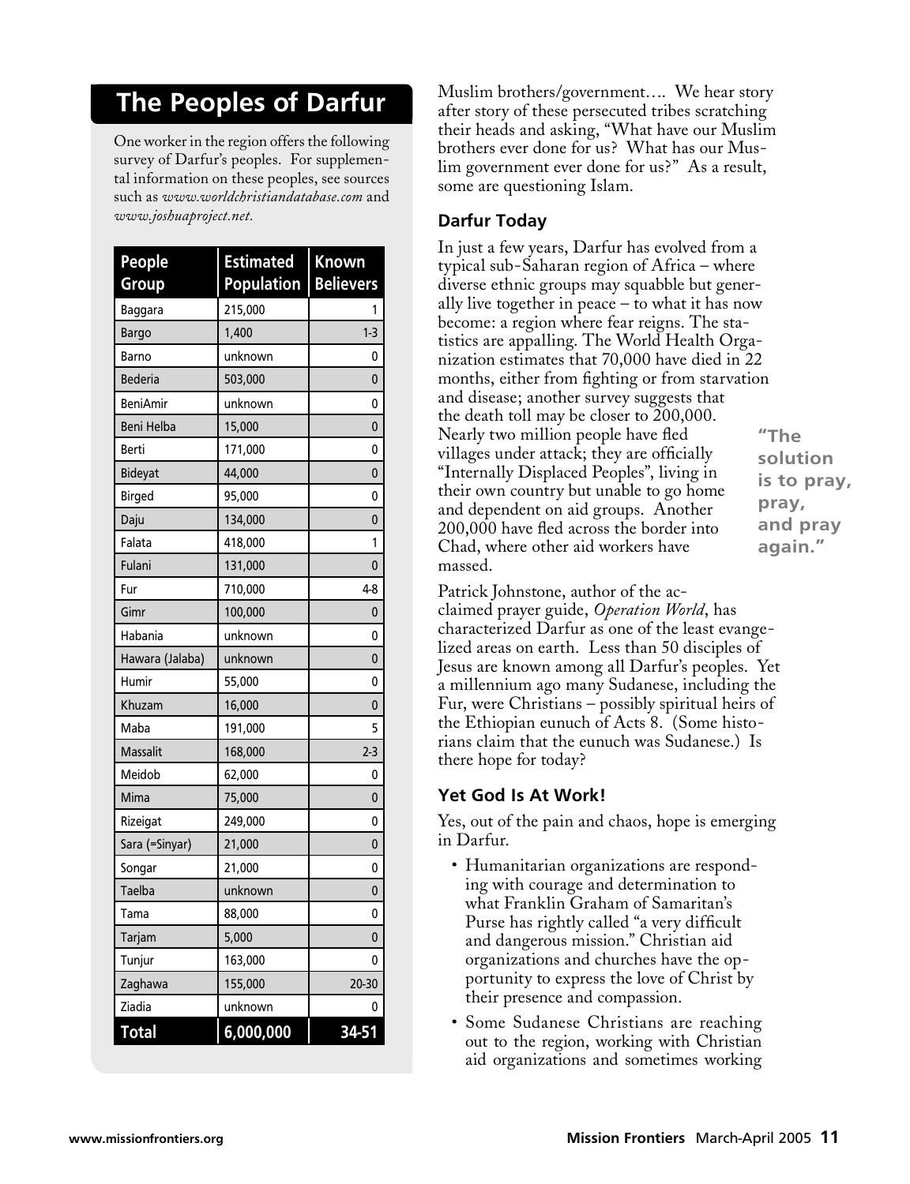## The Peoples of Darfur

One worker in the region offers the following survey of Darfur's peoples. For supplemental information on these peoples, see sources such as *www.worldchristiandatabase.com* and *www.joshuaproject.net.*

| People Group | Estimated Population | Known Believers |
|---|---|---|
| Baggara | 215,000 | 1 |
| Bargo | 1,400 | 1-3 |
| Barno | unknown | 0 |
| Bederia | 503,000 | 0 |
| BeniAmir | unknown | 0 |
| Beni Helba | 15,000 | 0 |
| Berti | 171,000 | 0 |
| Bideyat | 44,000 | 0 |
| Birged | 95,000 | 0 |
| Daju | 134,000 | 0 |
| Falata | 418,000 | 1 |
| Fulani | 131,000 | 0 |
| Fur | 710,000 | 4-8 |
| Gimr | 100,000 | 0 |
| Habania | unknown | 0 |
| Hawara (Jalaba) | unknown | 0 |
| Humir | 55,000 | 0 |
| Khuzam | 16,000 | 0 |
| Maba | 191,000 | 5 |
| Massalit | 168,000 | 2-3 |
| Meidob | 62,000 | 0 |
| Mima | 75,000 | 0 |
| Rizeigat | 249,000 | 0 |
| Sara (=Sinyar) | 21,000 | 0 |
| Songar | 21,000 | 0 |
| Taelba | unknown | 0 |
| Tama | 88,000 | 0 |
| Tarjam | 5,000 | 0 |
| Tunjur | 163,000 | 0 |
| Zaghawa | 155,000 | 20-30 |
| Ziadia | unknown | 0 |
| **Total** | **6,000,000** | **34-51** |

Muslim brothers/government…. We hear story after story of these persecuted tribes scratching their heads and asking, "What have our Muslim brothers ever done for us? What has our Muslim government ever done for us?" As a result, some are questioning Islam.

### Darfur Today

In just a few years, Darfur has evolved from a typical sub-Saharan region of Africa – where diverse ethnic groups may squabble but generally live together in peace – to what it has now become: a region where fear reigns. The statistics are appalling. The World Health Organization estimates that 70,000 have died in 22 months, either from fighting or from starvation and disease; another survey suggests that the death toll may be closer to 200,000. Nearly two million people have fled villages under attack; they are officially "Internally Displaced Peoples", living in their own country but unable to go home and dependent on aid groups. Another 200,000 have fled across the border into Chad, where other aid workers have massed.

**"The solution is to pray, pray, and pray again."**

Patrick Johnstone, author of the acclaimed prayer guide, *Operation World*, has characterized Darfur as one of the least evangelized areas on earth. Less than 50 disciples of Jesus are known among all Darfur's peoples. Yet a millennium ago many Sudanese, including the Fur, were Christians – possibly spiritual heirs of the Ethiopian eunuch of Acts 8. (Some historians claim that the eunuch was Sudanese.) Is there hope for today?

### Yet God Is At Work!

Yes, out of the pain and chaos, hope is emerging in Darfur.

- Humanitarian organizations are responding with courage and determination to what Franklin Graham of Samaritan's Purse has rightly called "a very difficult and dangerous mission." Christian aid organizations and churches have the opportunity to express the love of Christ by their presence and compassion.
- Some Sudanese Christians are reaching out to the region, working with Christian aid organizations and sometimes working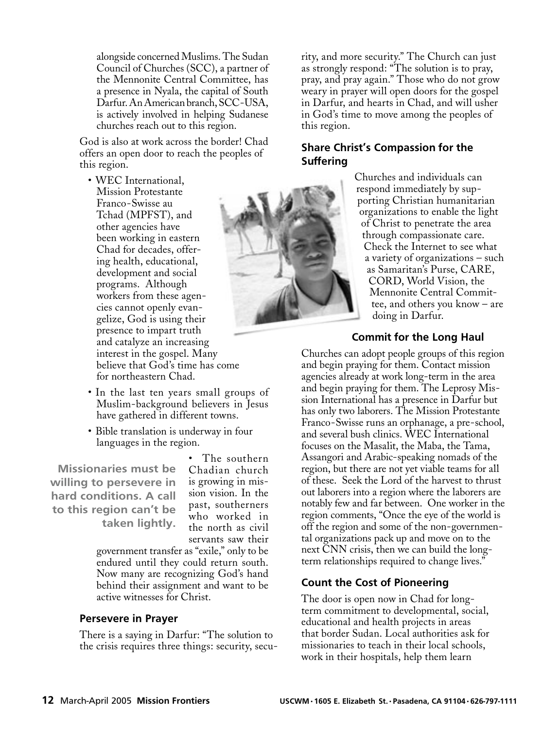alongside concerned Muslims. The Sudan Council of Churches (SCC), a partner of the Mennonite Central Committee, has a presence in Nyala, the capital of South Darfur. An American branch, SCC-USA, is actively involved in helping Sudanese churches reach out to this region.

God is also at work across the border! Chad offers an open door to reach the peoples of this region.

- WEC International, Mission Protestante Franco-Swisse au Tchad (MPFST), and other agencies have been working in eastern Chad for decades, offering health, educational, development and social programs. Although workers from these agencies cannot openly evangelize, God is using their presence to impart truth and catalyze an increasing interest in the gospel. Many believe that God's time has come for northeastern Chad.
- In the last ten years small groups of Muslim-background believers in Jesus have gathered in different towns.
- Bible translation is underway in four languages in the region.
- The southern Chadian church is growing in mission vision. In the past, southerners who worked in the north as civil servants saw their government transfer as "exile," only to be endured until they could return south. Now many are recognizing God's hand behind their assignment and want to be active witnesses for Christ.

**Missionaries must be willing to persevere in hard conditions. A call to this region can't be taken lightly.**

### Persevere in Prayer

There is a saying in Darfur: "The solution to the crisis requires three things: security, security, and more security." The Church can just as strongly respond: "The solution is to pray, pray, and pray again." Those who do not grow weary in prayer will open doors for the gospel in Darfur, and hearts in Chad, and will usher in God's time to move among the peoples of this region.

### Share Christ's Compassion for the Suffering

Churches and individuals can respond immediately by supporting Christian humanitarian organizations to enable the light of Christ to penetrate the area through compassionate care. Check the Internet to see what a variety of organizations – such as Samaritan's Purse, CARE, CORD, World Vision, the Mennonite Central Committee, and others you know – are doing in Darfur.

### Commit for the Long Haul

Churches can adopt people groups of this region and begin praying for them. Contact mission agencies already at work long-term in the area and begin praying for them. The Leprosy Mission International has a presence in Darfur but has only two laborers. The Mission Protestante Franco-Swisse runs an orphanage, a pre-school, and several bush clinics. WEC International focuses on the Masalit, the Maba, the Tama, Assangori and Arabic-speaking nomads of the region, but there are not yet viable teams for all of these. Seek the Lord of the harvest to thrust out laborers into a region where the laborers are notably few and far between. One worker in the region comments, "Once the eye of the world is off the region and some of the non-governmental organizations pack up and move on to the next CNN crisis, then we can build the long-term relationships required to change lives."

### Count the Cost of Pioneering

The door is open now in Chad for long-term commitment to developmental, social, educational and health projects in areas that border Sudan. Local authorities ask for missionaries to teach in their local schools, work in their hospitals, help them learn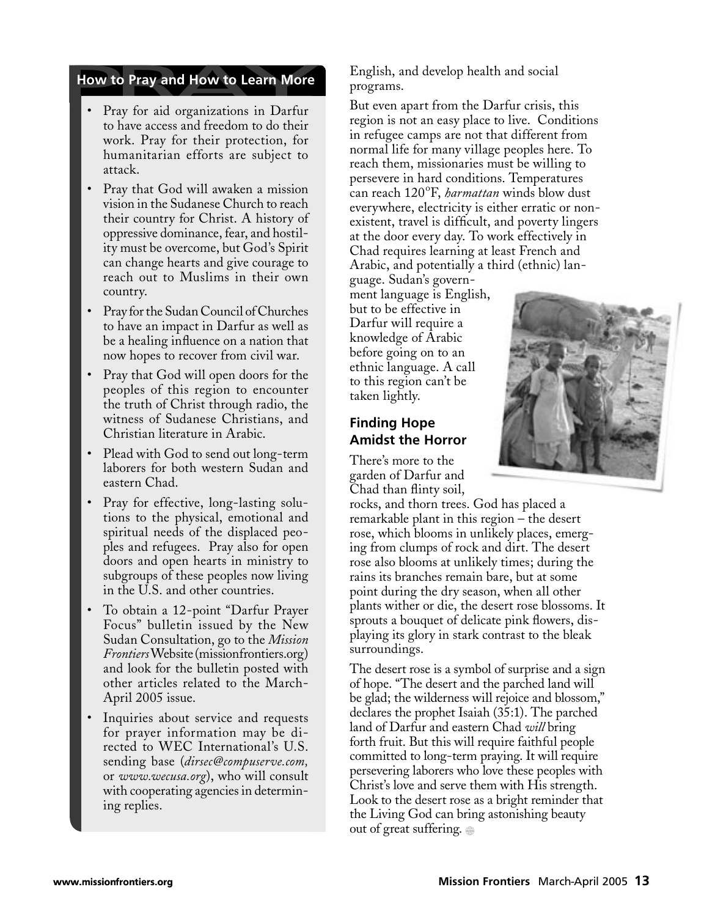## How to Pray and How to Learn More

- Pray for aid organizations in Darfur to have access and freedom to do their work. Pray for their protection, for humanitarian efforts are subject to attack.
- Pray that God will awaken a mission vision in the Sudanese Church to reach their country for Christ. A history of oppressive dominance, fear, and hostility must be overcome, but God's Spirit can change hearts and give courage to reach out to Muslims in their own country.
- Pray for the Sudan Council of Churches to have an impact in Darfur as well as be a healing influence on a nation that now hopes to recover from civil war.
- Pray that God will open doors for the peoples of this region to encounter the truth of Christ through radio, the witness of Sudanese Christians, and Christian literature in Arabic.
- Plead with God to send out long-term laborers for both western Sudan and eastern Chad.
- Pray for effective, long-lasting solutions to the physical, emotional and spiritual needs of the displaced peoples and refugees. Pray also for open doors and open hearts in ministry to subgroups of these peoples now living in the U.S. and other countries.
- To obtain a 12-point "Darfur Prayer Focus" bulletin issued by the New Sudan Consultation, go to the *Mission Frontiers* Website (missionfrontiers.org) and look for the bulletin posted with other articles related to the March-April 2005 issue.
- Inquiries about service and requests for prayer information may be directed to WEC International's U.S. sending base (*dirsec@compuserve.com,* or *www.wecusa.org*), who will consult with cooperating agencies in determining replies.

English, and develop health and social programs.

But even apart from the Darfur crisis, this region is not an easy place to live. Conditions in refugee camps are not that different from normal life for many village peoples here. To reach them, missionaries must be willing to persevere in hard conditions. Temperatures can reach 120°F, *harmattan* winds blow dust everywhere, electricity is either erratic or nonexistent, travel is difficult, and poverty lingers at the door every day. To work effectively in Chad requires learning at least French and Arabic, and potentially a third (ethnic) language. Sudan's government language is English, but to be effective in Darfur will require a knowledge of Arabic before going on to an ethnic language. A call to this region can't be taken lightly.

### Finding Hope Amidst the Horror

There's more to the garden of Darfur and Chad than flinty soil, rocks, and thorn trees. God has placed a remarkable plant in this region – the desert rose, which blooms in unlikely places, emerging from clumps of rock and dirt. The desert rose also blooms at unlikely times; during the rains its branches remain bare, but at some point during the dry season, when all other plants wither or die, the desert rose blossoms. It sprouts a bouquet of delicate pink flowers, displaying its glory in stark contrast to the bleak surroundings.

The desert rose is a symbol of surprise and a sign of hope. "The desert and the parched land will be glad; the wilderness will rejoice and blossom," declares the prophet Isaiah (35:1). The parched land of Darfur and eastern Chad *will* bring forth fruit. But this will require faithful people committed to long-term praying. It will require persevering laborers who love these peoples with Christ's love and serve them with His strength. Look to the desert rose as a bright reminder that the Living God can bring astonishing beauty out of great suffering.